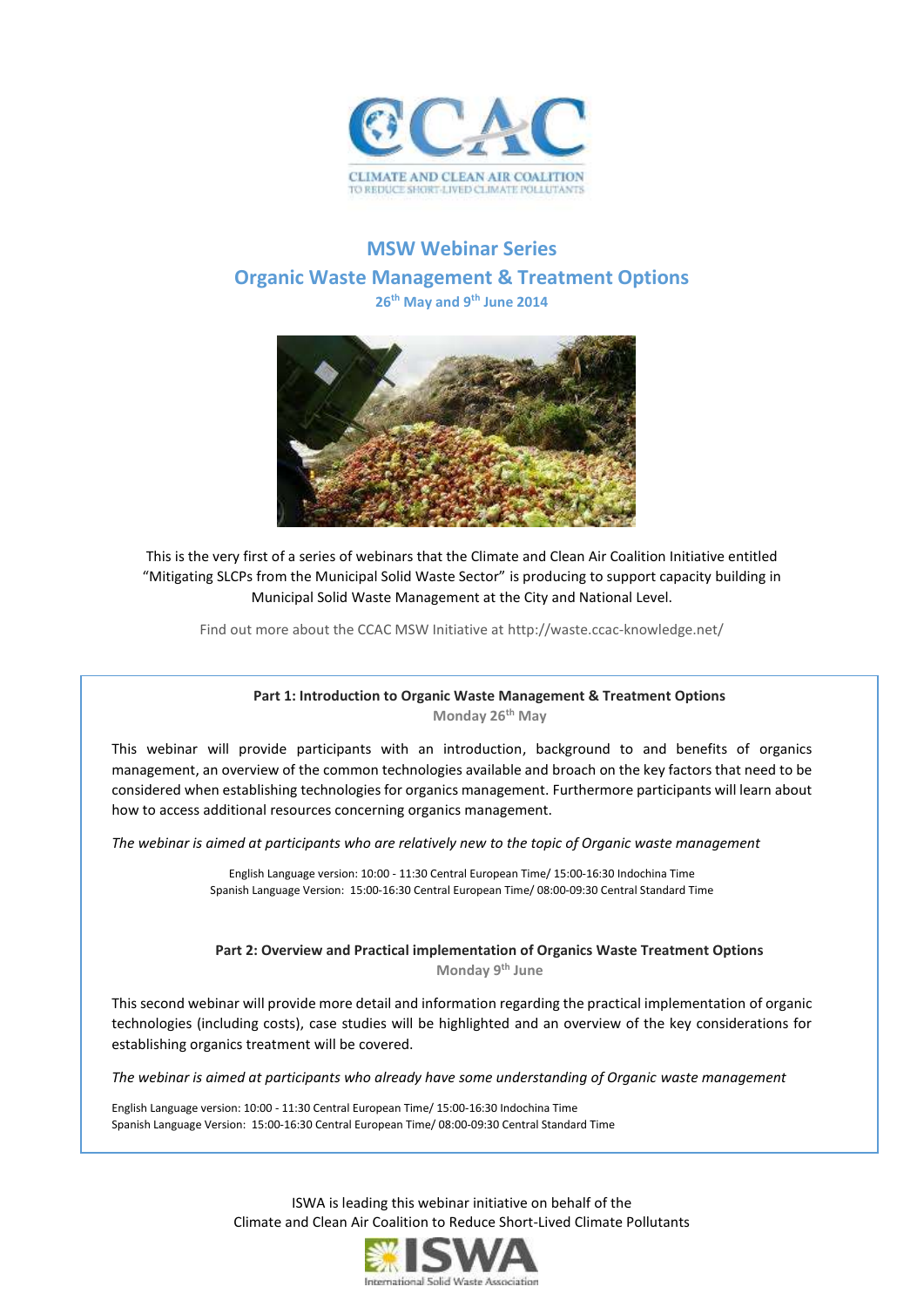CLIMATE AND CLEAN AIR COALITION
TO REDUCE SHORT-LIVED CLIMATE POLLUTANTS

# MSW Webinar Series

## Organic Waste Management & Treatment Options

**26th May and 9th June 2014**

This is the very first of a series of webinars that the Climate and Clean Air Coalition Initiative entitled "Mitigating SLCPs from the Municipal Solid Waste Sector" is producing to support capacity building in Municipal Solid Waste Management at the City and National Level.

Find out more about the CCAC MSW Initiative at http://waste.ccac-knowledge.net/

### Part 1: Introduction to Organic Waste Management & Treatment Options

**Monday 26th May**

This webinar will provide participants with an introduction, background to and benefits of organics management, an overview of the common technologies available and broach on the key factors that need to be considered when establishing technologies for organics management. Furthermore participants will learn about how to access additional resources concerning organics management.

*The webinar is aimed at participants who are relatively new to the topic of Organic waste management*

English Language version: 10:00 - 11:30 Central European Time/ 15:00-16:30 Indochina Time
Spanish Language Version: 15:00-16:30 Central European Time/ 08:00-09:30 Central Standard Time

### Part 2: Overview and Practical implementation of Organics Waste Treatment Options

**Monday 9th June**

This second webinar will provide more detail and information regarding the practical implementation of organic technologies (including costs), case studies will be highlighted and an overview of the key considerations for establishing organics treatment will be covered.

*The webinar is aimed at participants who already have some understanding of Organic waste management*

English Language version: 10:00 - 11:30 Central European Time/ 15:00-16:30 Indochina Time
Spanish Language Version: 15:00-16:30 Central European Time/ 08:00-09:30 Central Standard Time

ISWA is leading this webinar initiative on behalf of the Climate and Clean Air Coalition to Reduce Short-Lived Climate Pollutants

ISWA
International Solid Waste Association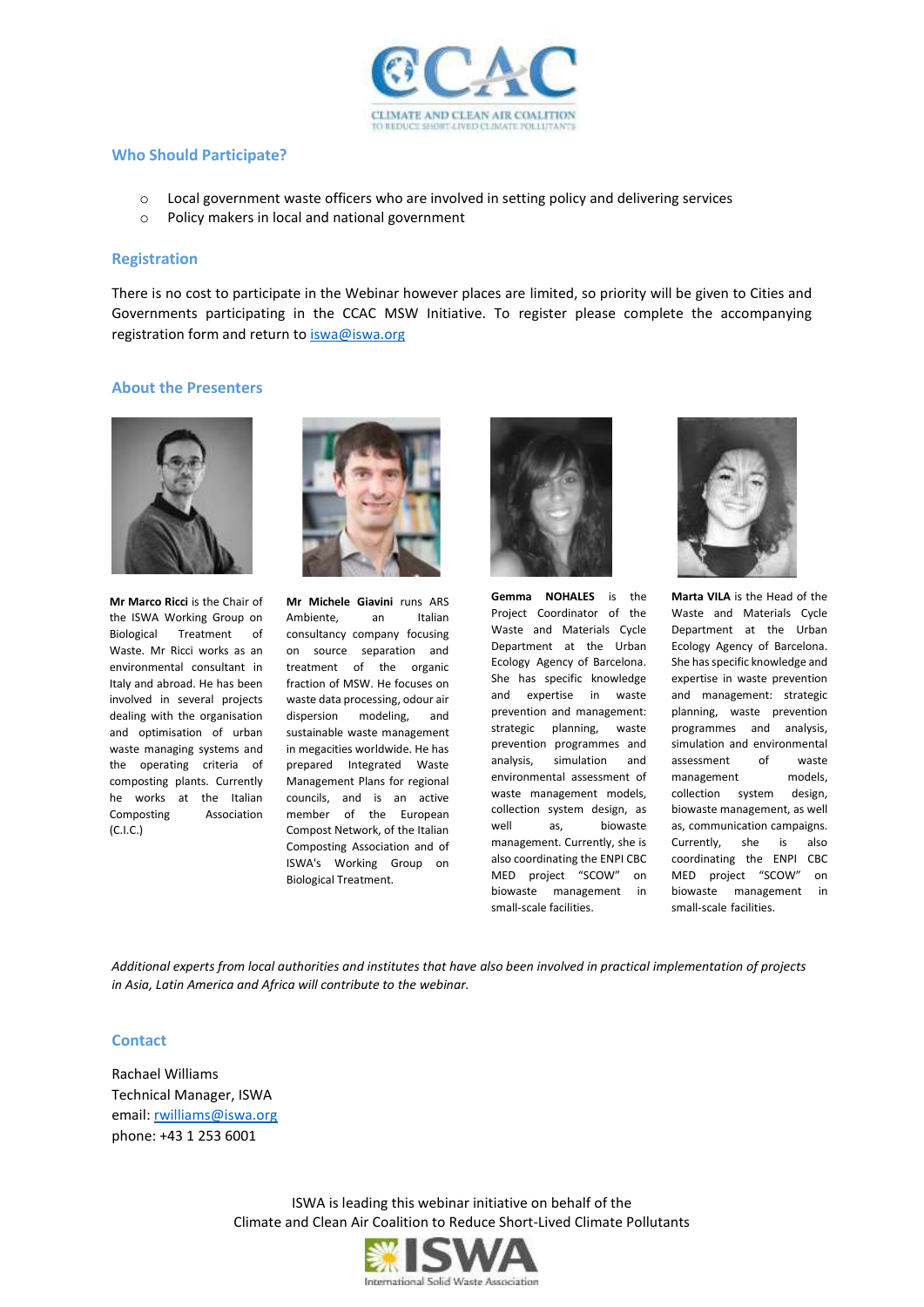## Who Should Participate?

- Local government waste officers who are involved in setting policy and delivering services
- Policy makers in local and national government

## Registration

There is no cost to participate in the Webinar however places are limited, so priority will be given to Cities and Governments participating in the CCAC MSW Initiative. To register please complete the accompanying registration form and return to iswa@iswa.org

## About the Presenters

**Mr Marco Ricci** is the Chair of the ISWA Working Group on Biological Treatment of Waste. Mr Ricci works as an environmental consultant in Italy and abroad. He has been involved in several projects dealing with the organisation and optimisation of urban waste managing systems and the operating criteria of composting plants. Currently he works at the Italian Composting Association (C.I.C.)

**Mr Michele Giavini** runs ARS Ambiente, an Italian consultancy company focusing on source separation and treatment of the organic fraction of MSW. He focuses on waste data processing, odour air dispersion modeling, and sustainable waste management in megacities worldwide. He has prepared Integrated Waste Management Plans for regional councils, and is an active member of the European Compost Network, of the Italian Composting Association and of ISWA's Working Group on Biological Treatment.

**Gemma NOHALES** is the Project Coordinator of the Waste and Materials Cycle Department at the Urban Ecology Agency of Barcelona. She has specific knowledge and expertise in waste prevention and management: strategic planning, waste prevention programmes and analysis, simulation and environmental assessment of waste management models, collection system design, as well as, biowaste management. Currently, she is also coordinating the ENPI CBC MED project "SCOW" on biowaste management in small-scale facilities.

**Marta VILA** is the Head of the Waste and Materials Cycle Department at the Urban Ecology Agency of Barcelona. She has specific knowledge and expertise in waste prevention and management: strategic planning, waste prevention programmes and analysis, simulation and environmental assessment of waste management models, collection system design, biowaste management, as well as, communication campaigns. Currently, she is also coordinating the ENPI CBC MED project "SCOW" on biowaste management in small-scale facilities.

*Additional experts from local authorities and institutes that have also been involved in practical implementation of projects in Asia, Latin America and Africa will contribute to the webinar.*

## Contact

Rachael Williams
Technical Manager, ISWA
email: rwilliams@iswa.org
phone: +43 1 253 6001

ISWA is leading this webinar initiative on behalf of the
Climate and Clean Air Coalition to Reduce Short-Lived Climate Pollutants